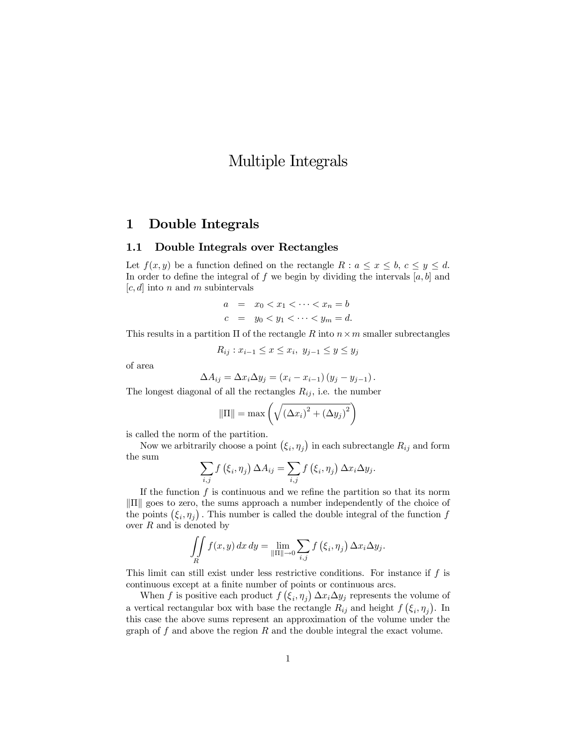# Multiple Integrals

## 1 Double Integrals

### 1.1 Double Integrals over Rectangles

Let $f(x,y)$ be a function defined on the rectangle $R: a \le x \le b,\ c \le y \le d$. In order to define the integral of $f$ we begin by dividing the intervals $[a,b]$ and $[c,d]$ into $n$ and $m$ subintervals

$$
\begin{aligned}
a &= x_0 < x_1 < \cdots < x_n = b \\
c &= y_0 < y_1 < \cdots < y_m = d.
\end{aligned}
$$

This results in a partition $\Pi$ of the rectangle $R$ into $n \times m$ smaller subrectangles

$$R_{ij} : x_{i-1} \le x \le x_i,\ y_{j-1} \le y \le y_j$$

of area

$$\Delta A_{ij} = \Delta x_i \Delta y_j = (x_i - x_{i-1})(y_j - y_{j-1}).$$

The longest diagonal of all the rectangles $R_{ij}$, i.e. the number

$$\|\Pi\| = \max\left(\sqrt{(\Delta x_i)^2 + (\Delta y_j)^2}\right)$$

is called the norm of the partition.

Now we arbitrarily choose a point $(\xi_i, \eta_j)$ in each subrectangle $R_{ij}$ and form the sum

$$\sum_{i,j} f(\xi_i, \eta_j)\, \Delta A_{ij} = \sum_{i,j} f(\xi_i, \eta_j)\, \Delta x_i \Delta y_j.$$

If the function $f$ is continuous and we refine the partition so that its norm $\|\Pi\|$ goes to zero, the sums approach a number independently of the choice of the points $(\xi_i, \eta_j)$. This number is called the double integral of the function $f$ over $R$ and is denoted by

$$\iint_R f(x,y)\, dx\, dy = \lim_{\|\Pi\| \to 0} \sum_{i,j} f(\xi_i, \eta_j)\, \Delta x_i \Delta y_j.$$

This limit can still exist under less restrictive conditions. For instance if $f$ is continuous except at a finite number of points or continuous arcs.

When $f$ is positive each product $f(\xi_i, \eta_j)\, \Delta x_i \Delta y_j$ represents the volume of a vertical rectangular box with base the rectangle $R_{ij}$ and height $f(\xi_i, \eta_j)$. In this case the above sums represent an approximation of the volume under the graph of $f$ and above the region $R$ and the double integral the exact volume.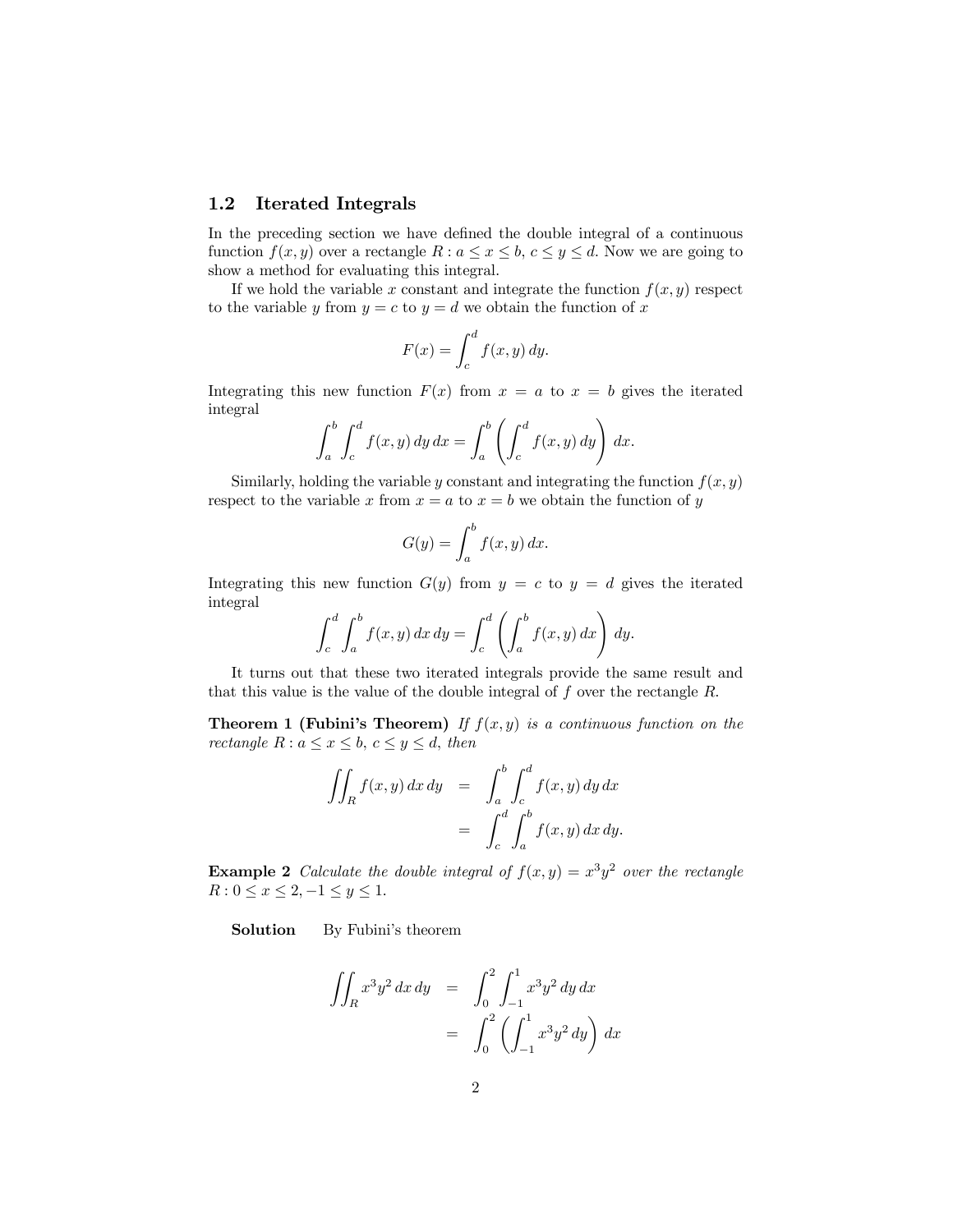## 1.2 Iterated Integrals

In the preceding section we have defined the double integral of a continuous function $f(x, y)$ over a rectangle $R : a \leq x \leq b,\ c \leq y \leq d$. Now we are going to show a method for evaluating this integral.

If we hold the variable $x$ constant and integrate the function $f(x, y)$ respect to the variable $y$ from $y = c$ to $y = d$ we obtain the function of $x$

$$F(x) = \int_c^d f(x, y)\, dy.$$

Integrating this new function $F(x)$ from $x = a$ to $x = b$ gives the iterated integral

$$\int_a^b \int_c^d f(x, y)\, dy\, dx = \int_a^b \left( \int_c^d f(x, y)\, dy \right) dx.$$

Similarly, holding the variable $y$ constant and integrating the function $f(x, y)$ respect to the variable $x$ from $x = a$ to $x = b$ we obtain the function of $y$

$$G(y) = \int_a^b f(x, y)\, dx.$$

Integrating this new function $G(y)$ from $y = c$ to $y = d$ gives the iterated integral

$$\int_c^d \int_a^b f(x, y)\, dx\, dy = \int_c^d \left( \int_a^b f(x, y)\, dx \right) dy.$$

It turns out that these two iterated integrals provide the same result and that this value is the value of the double integrals of $f$ over the rectangle $R$.

**Theorem 1 (Fubini's Theorem)** *If $f(x, y)$ is a continuous function on the rectangle $R : a \leq x \leq b,\ c \leq y \leq d$, then*

$$\begin{aligned}
\iint_R f(x, y)\, dx\, dy &= \int_a^b \int_c^d f(x, y)\, dy\, dx \\
&= \int_c^d \int_a^b f(x, y)\, dx\, dy.
\end{aligned}$$

**Example 2** *Calculate the double integral of $f(x, y) = x^3 y^2$ over the rectangle $R : 0 \leq x \leq 2, -1 \leq y \leq 1$.*

**Solution** By Fubini's theorem

$$\begin{aligned}
\iint_R x^3 y^2\, dx\, dy &= \int_0^2 \int_{-1}^1 x^3 y^2\, dy\, dx \\
&= \int_0^2 \left( \int_{-1}^1 x^3 y^2\, dy \right) dx
\end{aligned}$$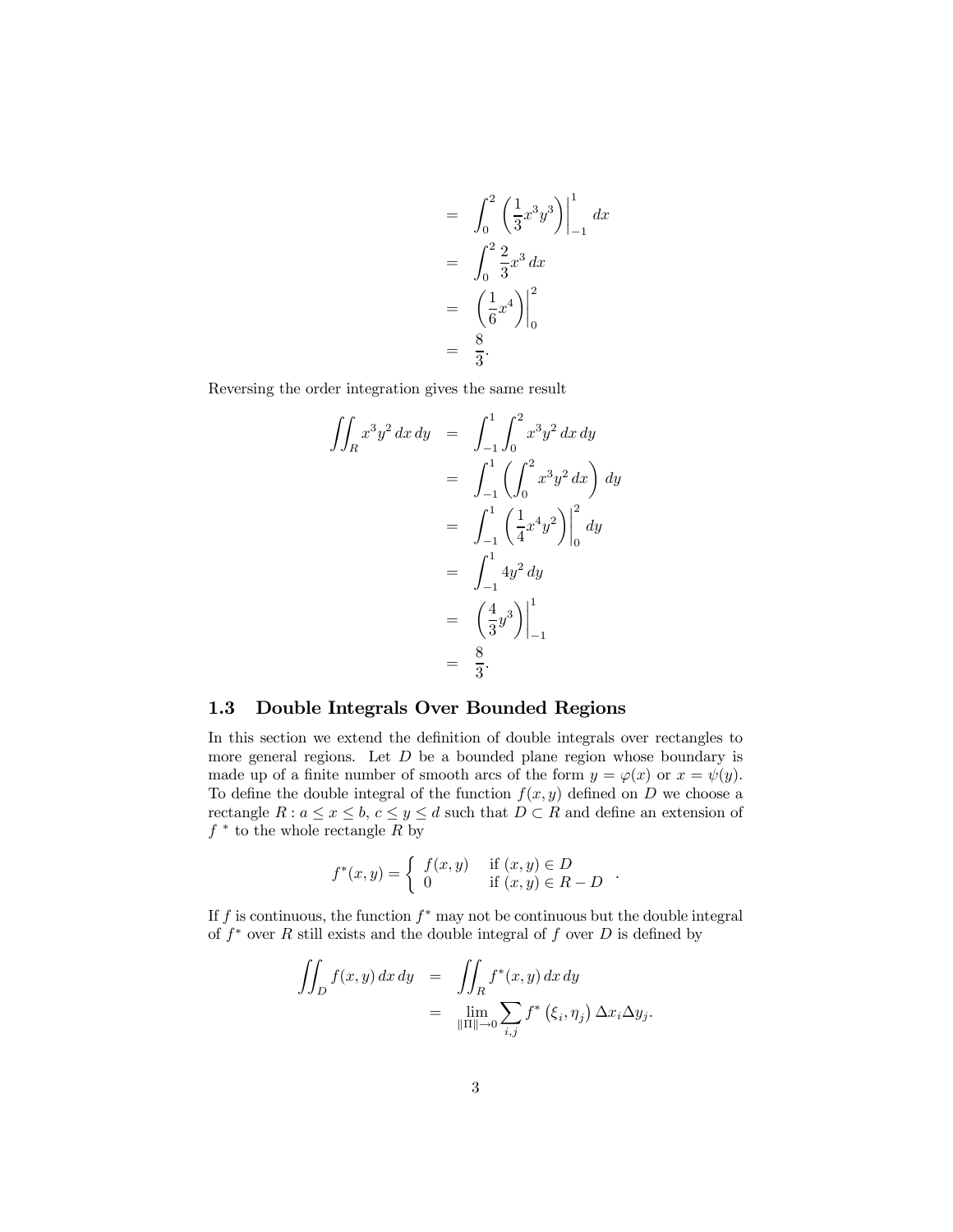$$
\begin{aligned}
&= \int_0^2 \left( \frac{1}{3} x^3 y^3 \right) \bigg|_{-1}^{1} dx \\
&= \int_0^2 \frac{2}{3} x^3 \, dx \\
&= \left( \frac{1}{6} x^4 \right) \bigg|_0^2 \\
&= \frac{8}{3}.
\end{aligned}
$$

Reversing the order integration gives the same result

$$
\begin{aligned}
\iint_R x^3 y^2 \, dx \, dy &= \int_{-1}^{1} \int_0^2 x^3 y^2 \, dx \, dy \\
&= \int_{-1}^{1} \left( \int_0^2 x^3 y^2 \, dx \right) dy \\
&= \int_{-1}^{1} \left( \frac{1}{4} x^4 y^2 \right) \bigg|_0^2 dy \\
&= \int_{-1}^{1} 4y^2 \, dy \\
&= \left( \frac{4}{3} y^3 \right) \bigg|_{-1}^{1} \\
&= \frac{8}{3}.
\end{aligned}
$$

## 1.3 Double Integrals Over Bounded Regions

In this section we extend the definition of double integrals over rectangles to more general regions. Let $D$ be a bounded plane region whose boundary is made up of a finite number of smooth arcs of the form $y = \varphi(x)$ or $x = \psi(y)$. To define the double integral of the function $f(x, y)$ defined on $D$ we choose a rectangle $R : a \leq x \leq b$, $c \leq y \leq d$ such that $D \subset R$ and define an extension of $f^{\,*}$ to the whole rectangle $R$ by

$$
f^*(x, y) = \begin{cases} f(x, y) & \text{if } (x, y) \in D \\ 0 & \text{if } (x, y) \in R - D \end{cases}.
$$

If $f$ is continuous, the function $f^*$ may not be continuous but the double integral of $f^*$ over $R$ still exists and the double integral of $f$ over $D$ is defined by

$$
\begin{aligned}
\iint_D f(x, y) \, dx \, dy &= \iint_R f^*(x, y) \, dx \, dy \\
&= \lim_{\|\Pi\| \to 0} \sum_{i,j} f^*\left(\xi_i, \eta_j\right) \Delta x_i \Delta y_j.
\end{aligned}
$$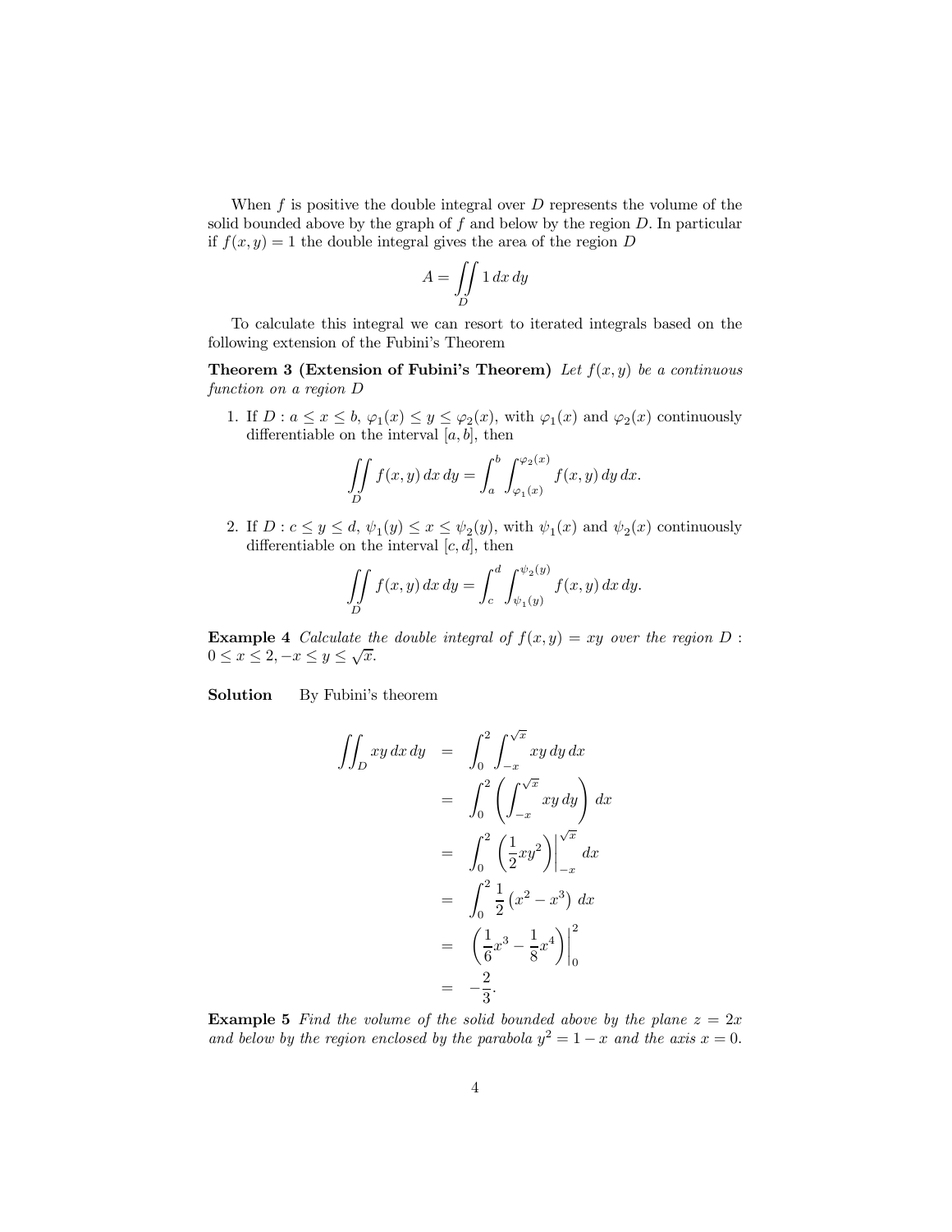When $f$ is positive the double integral over $D$ represents the volume of the solid bounded above by the graph of $f$ and below by the region $D$. In particular if $f(x,y) = 1$ the double integral gives the area of the region $D$

$$A = \iint\limits_D 1\, dx\, dy$$

To calculate this integral we can resort to iterated integrals based on the following extension of the Fubini's Theorem

**Theorem 3 (Extension of Fubini's Theorem)** *Let $f(x,y)$ be a continuous function on a region $D$*

1. If $D : a \leq x \leq b$, $\varphi_1(x) \leq y \leq \varphi_2(x)$, with $\varphi_1(x)$ and $\varphi_2(x)$ continuously differentiable on the interval $[a,b]$, then

$$\iint\limits_D f(x,y)\, dx\, dy = \int_a^b \int_{\varphi_1(x)}^{\varphi_2(x)} f(x,y)\, dy\, dx.$$

2. If $D : c \leq y \leq d$, $\psi_1(y) \leq x \leq \psi_2(y)$, with $\psi_1(x)$ and $\psi_2(x)$ continuously differentiable on the interval $[c,d]$, then

$$\iint\limits_D f(x,y)\, dx\, dy = \int_c^d \int_{\psi_1(y)}^{\psi_2(y)} f(x,y)\, dx\, dy.$$

**Example 4** *Calculate the double integral of $f(x,y) = xy$ over the region $D$ : $0 \leq x \leq 2, -x \leq y \leq \sqrt{x}$.*

**Solution** By Fubini's theorem

$$\begin{aligned}
\iint_D xy\, dx\, dy &= \int_0^2 \int_{-x}^{\sqrt{x}} xy\, dy\, dx \\
&= \int_0^2 \left( \int_{-x}^{\sqrt{x}} xy\, dy \right) dx \\
&= \int_0^2 \left( \frac{1}{2} xy^2 \right) \Bigg|_{-x}^{\sqrt{x}} dx \\
&= \int_0^2 \frac{1}{2} \left( x^2 - x^3 \right) dx \\
&= \left( \frac{1}{6} x^3 - \frac{1}{8} x^4 \right) \Bigg|_0^2 \\
&= -\frac{2}{3}.
\end{aligned}$$

**Example 5** *Find the volume of the solid bounded above by the plane $z = 2x$ and below by the region enclosed by the parabola $y^2 = 1 - x$ and the axis $x = 0$.*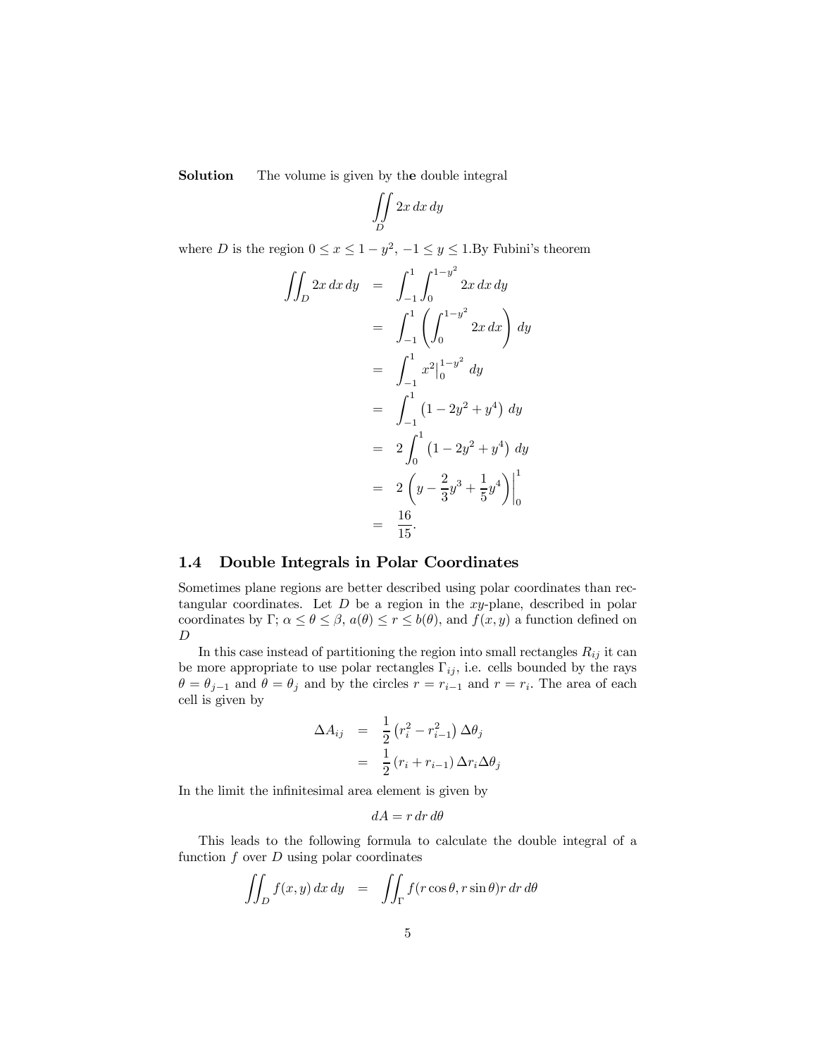**Solution** The volume is given by the double integral

$$\iint_D 2x\,dx\,dy$$

where $D$ is the region $0 \le x \le 1-y^2$, $-1 \le y \le 1$.By Fubini's theorem

$$\begin{aligned}
\iint_D 2x\,dx\,dy &= \int_{-1}^{1}\int_{0}^{1-y^2} 2x\,dx\,dy \\
&= \int_{-1}^{1}\left(\int_{0}^{1-y^2} 2x\,dx\right)\,dy \\
&= \int_{-1}^{1} x^2\Big|_0^{1-y^2}\,dy \\
&= \int_{-1}^{1}\left(1-2y^2+y^4\right)\,dy \\
&= 2\int_{0}^{1}\left(1-2y^2+y^4\right)\,dy \\
&= 2\left(y-\frac{2}{3}y^3+\frac{1}{5}y^4\right)\Big|_0^1 \\
&= \frac{16}{15}.
\end{aligned}$$

## 1.4 Double Integrals in Polar Coordinates

Sometimes plane regions are better described using polar coordinates than rectangular coordinates. Let $D$ be a region in the $xy$-plane, described in polar coordinates by $\Gamma$; $\alpha \le \theta \le \beta$, $a(\theta) \le r \le b(\theta)$, and $f(x,y)$ a function defined on $D$

In this case instead of partitioning the region into small rectangles $R_{ij}$ it can be more appropriate to use polar rectangles $\Gamma_{ij}$, i.e. cells bounded by the rays $\theta = \theta_{j-1}$ and $\theta = \theta_j$ and by the circles $r = r_{i-1}$ and $r = r_i$. The area of each cell is given by

$$\begin{aligned}
\Delta A_{ij} &= \frac{1}{2}\left(r_i^2 - r_{i-1}^2\right)\Delta\theta_j \\
&= \frac{1}{2}\left(r_i + r_{i-1}\right)\Delta r_i \Delta\theta_j
\end{aligned}$$

In the limit the infinitesimal area element is given by

$$dA = r\,dr\,d\theta$$

This leads to the following formula to calculate the double integral of a function $f$ over $D$ using polar coordinates

$$\iint_D f(x,y)\,dx\,dy = \iint_\Gamma f(r\cos\theta, r\sin\theta) r\,dr\,d\theta$$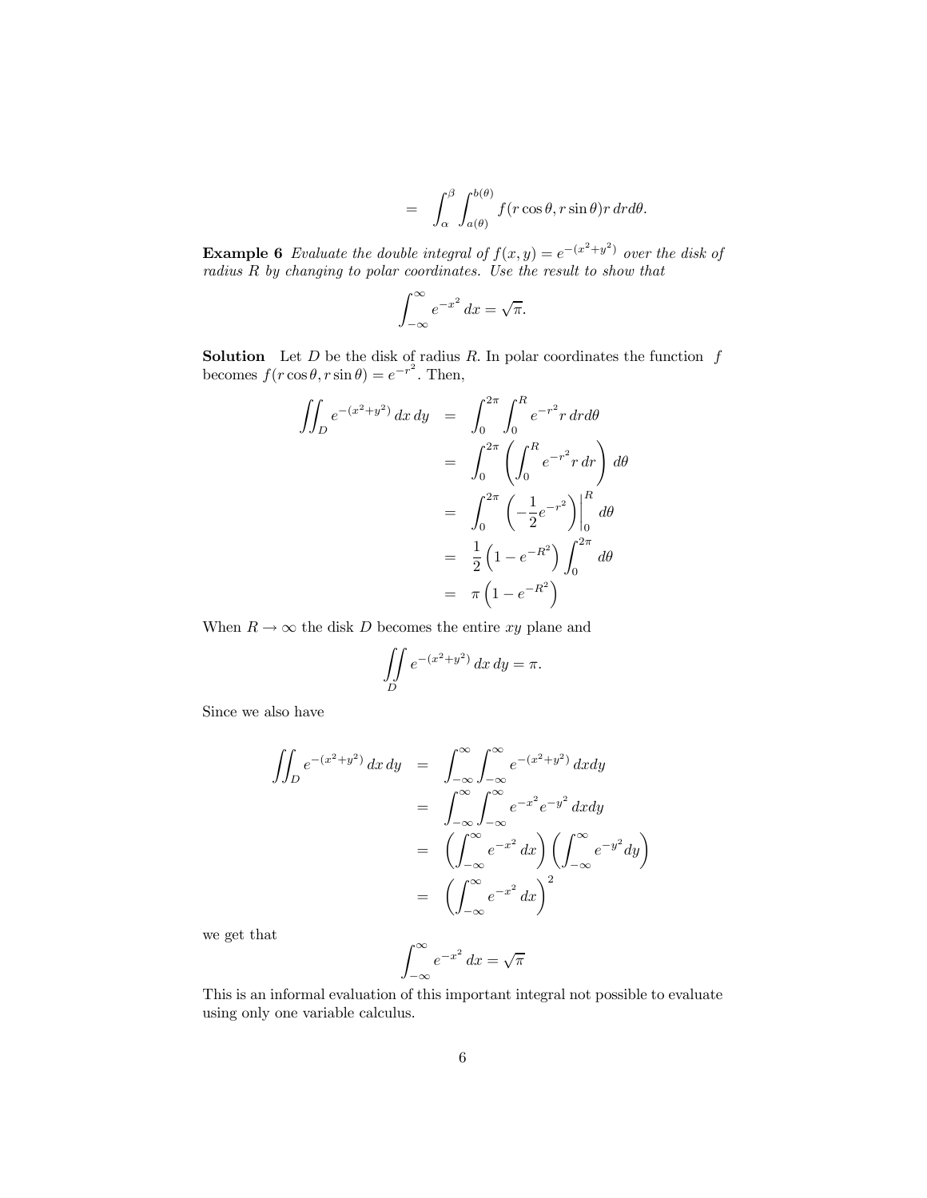$$= \int_{\alpha}^{\beta} \int_{a(\theta)}^{b(\theta)} f(r\cos\theta, r\sin\theta) r\, dr d\theta.$$

**Example 6** *Evaluate the double integral of $f(x, y) = e^{-(x^2+y^2)}$ over the disk of radius $R$ by changing to polar coordinates. Use the result to show that*

$$\int_{-\infty}^{\infty} e^{-x^2}\, dx = \sqrt{\pi}.$$

**Solution** Let $D$ be the disk of radius $R$. In polar coordinates the function $f$ becomes $f(r\cos\theta, r\sin\theta) = e^{-r^2}$. Then,

$$\begin{aligned}
\iint_D e^{-(x^2+y^2)}\, dx\, dy &= \int_0^{2\pi} \int_0^R e^{-r^2} r\, dr d\theta \\
&= \int_0^{2\pi} \left( \int_0^R e^{-r^2} r\, dr \right) d\theta \\
&= \int_0^{2\pi} \left( -\frac{1}{2} e^{-r^2} \right) \Bigg|_0^R d\theta \\
&= \frac{1}{2} \left( 1 - e^{-R^2} \right) \int_0^{2\pi} d\theta \\
&= \pi \left( 1 - e^{-R^2} \right)
\end{aligned}$$

When $R \to \infty$ the disk $D$ becomes the entire $xy$ plane and

$$\iint\limits_D e^{-(x^2+y^2)}\, dx\, dy = \pi.$$

Since we also have

$$\begin{aligned}
\iint_D e^{-(x^2+y^2)}\, dx\, dy &= \int_{-\infty}^{\infty} \int_{-\infty}^{\infty} e^{-(x^2+y^2)}\, dx dy \\
&= \int_{-\infty}^{\infty} \int_{-\infty}^{\infty} e^{-x^2} e^{-y^2}\, dx dy \\
&= \left( \int_{-\infty}^{\infty} e^{-x^2}\, dx \right) \left( \int_{-\infty}^{\infty} e^{-y^2} dy \right) \\
&= \left( \int_{-\infty}^{\infty} e^{-x^2}\, dx \right)^2
\end{aligned}$$

we get that

$$\int_{-\infty}^{\infty} e^{-x^2}\, dx = \sqrt{\pi}$$

This is an informal evaluation of this important integral not possible to evaluate using only one variable calculus.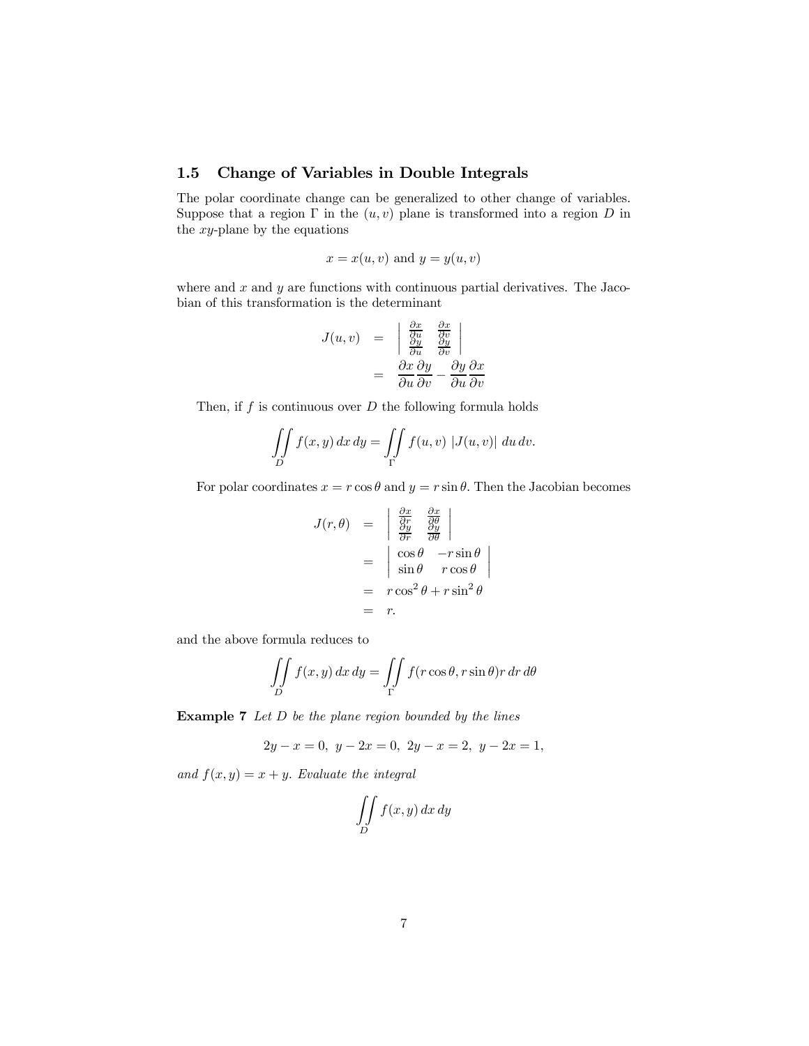## 1.5 Change of Variables in Double Integrals

The polar coordinate change can be generalized to other change of variables. Suppose that a region $\Gamma$ in the $(u, v)$ plane is transformed into a region $D$ in the $xy$-plane by the equations

$$x = x(u, v) \text{ and } y = y(u, v)$$

where and $x$ and $y$ are functions with continuous partial derivatives. The Jacobian of this transformation is the determinant

$$\begin{aligned} J(u, v) &= \begin{vmatrix} \frac{\partial x}{\partial u} & \frac{\partial x}{\partial v} \\ \frac{\partial y}{\partial u} & \frac{\partial y}{\partial v} \end{vmatrix} \\ &= \frac{\partial x}{\partial u}\frac{\partial y}{\partial v} - \frac{\partial y}{\partial u}\frac{\partial x}{\partial v} \end{aligned}$$

Then, if $f$ is continuous over $D$ the following formula holds

$$\iint\limits_D f(x, y)\, dx\, dy = \iint\limits_\Gamma f(u, v)\; |J(u, v)|\; du\, dv.$$

For polar coordinates $x = r\cos\theta$ and $y = r\sin\theta$. Then the Jacobian becomes

$$\begin{aligned} J(r, \theta) &= \begin{vmatrix} \frac{\partial x}{\partial r} & \frac{\partial x}{\partial \theta} \\ \frac{\partial y}{\partial r} & \frac{\partial y}{\partial \theta} \end{vmatrix} \\ &= \begin{vmatrix} \cos\theta & -r\sin\theta \\ \sin\theta & r\cos\theta \end{vmatrix} \\ &= r\cos^2\theta + r\sin^2\theta \\ &= r. \end{aligned}$$

and the above formula reduces to

$$\iint\limits_D f(x, y)\, dx\, dy = \iint\limits_\Gamma f(r\cos\theta, r\sin\theta) r\, dr\, d\theta$$

**Example 7** *Let $D$ be the plane region bounded by the lines*

$$2y - x = 0,\; y - 2x = 0,\; 2y - x = 2,\; y - 2x = 1,$$

*and $f(x, y) = x + y$. Evaluate the integral*

$$\iint\limits_D f(x, y)\, dx\, dy$$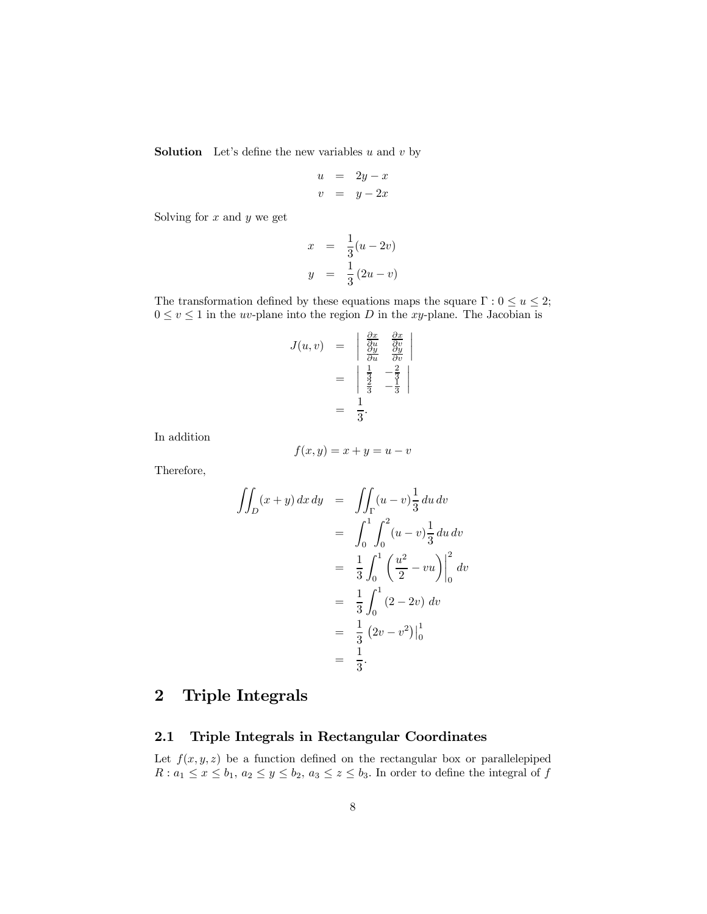**Solution** Let's define the new variables $u$ and $v$ by

$$\begin{aligned} u &= 2y - x \\ v &= y - 2x \end{aligned}$$

Solving for $x$ and $y$ we get

$$\begin{aligned} x &= \frac{1}{3}(u - 2v) \\ y &= \frac{1}{3}(2u - v) \end{aligned}$$

The transformation defined by these equations maps the square $\Gamma : 0 \le u \le 2$; $0 \le v \le 1$ in the $uv$-plane into the region $D$ in the $xy$-plane. The Jacobian is

$$\begin{aligned} J(u,v) &= \left| \begin{array}{cc} \frac{\partial x}{\partial u} & \frac{\partial x}{\partial v} \\ \frac{\partial y}{\partial u} & \frac{\partial y}{\partial v} \end{array} \right| \\ &= \left| \begin{array}{cc} \frac{1}{3} & -\frac{2}{3} \\ \frac{2}{3} & -\frac{1}{3} \end{array} \right| \\ &= \frac{1}{3}. \end{aligned}$$

In addition

$$f(x,y) = x + y = u - v$$

Therefore,

$$\begin{aligned} \iint_D (x+y)\, dx\, dy &= \iint_\Gamma (u - v)\frac{1}{3}\, du\, dv \\ &= \int_0^1 \int_0^2 (u-v)\frac{1}{3}\, du\, dv \\ &= \frac{1}{3}\int_0^1 \left( \frac{u^2}{2} - vu \right)\Big|_0^2 dv \\ &= \frac{1}{3}\int_0^1 (2 - 2v)\; dv \\ &= \frac{1}{3}\left(2v - v^2\right)\big|_0^1 \\ &= \frac{1}{3}. \end{aligned}$$

# 2 Triple Integrals

## 2.1 Triple Integrals in Rectangular Coordinates

Let $f(x,y,z)$ be a function defined on the rectangular box or parallelepiped $R : a_1 \le x \le b_1,\ a_2 \le y \le b_2,\ a_3 \le z \le b_3$. In order to define the integral of $f$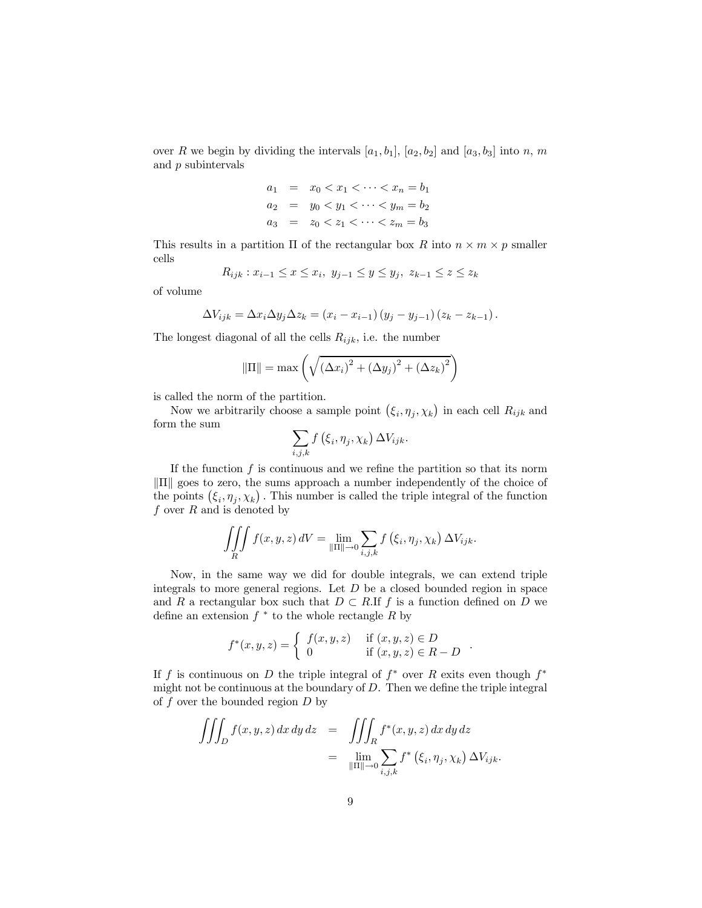over $R$ we begin by dividing the intervals $[a_1, b_1]$, $[a_2, b_2]$ and $[a_3, b_3]$ into $n$, $m$ and $p$ subintervals

$$
\begin{aligned}
a_1 &= x_0 < x_1 < \cdots < x_n = b_1 \\
a_2 &= y_0 < y_1 < \cdots < y_m = b_2 \\
a_3 &= z_0 < z_1 < \cdots < z_m = b_3
\end{aligned}
$$

This results in a partition $\Pi$ of the rectangular box $R$ into $n \times m \times p$ smaller cells

$$R_{ijk} : x_{i-1} \leq x \leq x_i, \ y_{j-1} \leq y \leq y_j, \ z_{k-1} \leq z \leq z_k$$

of volume

$$\Delta V_{ijk} = \Delta x_i \Delta y_j \Delta z_k = (x_i - x_{i-1})(y_j - y_{j-1})(z_k - z_{k-1}).$$

The longest diagonal of all the cells $R_{ijk}$, i.e. the number

$$\|\Pi\| = \max\left(\sqrt{(\Delta x_i)^2 + (\Delta y_j)^2 + (\Delta z_k)^2}\right)$$

is called the norm of the partition.

Now we arbitrarily choose a sample point $(\xi_i, \eta_j, \chi_k)$ in each cell $R_{ijk}$ and form the sum

$$\sum_{i,j,k} f(\xi_i, \eta_j, \chi_k)\, \Delta V_{ijk}.$$

If the function $f$ is continuous and we refine the partition so that its norm $\|\Pi\|$ goes to zero, the sums approach a number independently of the choice of the points $(\xi_i, \eta_j, \chi_k)$. This number is called the triple integral of the function $f$ over $R$ and is denoted by

$$\iiint_R f(x,y,z)\, dV = \lim_{\|\Pi\| \to 0} \sum_{i,j,k} f(\xi_i, \eta_j, \chi_k)\, \Delta V_{ijk}.$$

Now, in the same way we did for double integrals, we can extend triple integrals to more general regions. Let $D$ be a closed bounded region in space and $R$ a rectangular box such that $D \subset R$.If $f$ is a function defined on $D$ we define an extension $f^{\,*}$ to the whole rectangle $R$ by

$$f^*(x,y,z) = \begin{cases} f(x,y,z) & \text{if } (x,y,z) \in D \\ 0 & \text{if } (x,y,z) \in R - D \end{cases}.$$

If $f$ is continuous on $D$ the triple integral of $f^*$ over $R$ exits even though $f^*$ might not be continuous at the boundary of $D$. Then we define the triple integral of $f$ over the bounded region $D$ by

$$
\begin{aligned}
\iiint_D f(x,y,z)\, dx\, dy\, dz &= \iiint_R f^*(x,y,z)\, dx\, dy\, dz \\
&= \lim_{\|\Pi\| \to 0} \sum_{i,j,k} f^*(\xi_i, \eta_j, \chi_k)\, \Delta V_{ijk}.
\end{aligned}
$$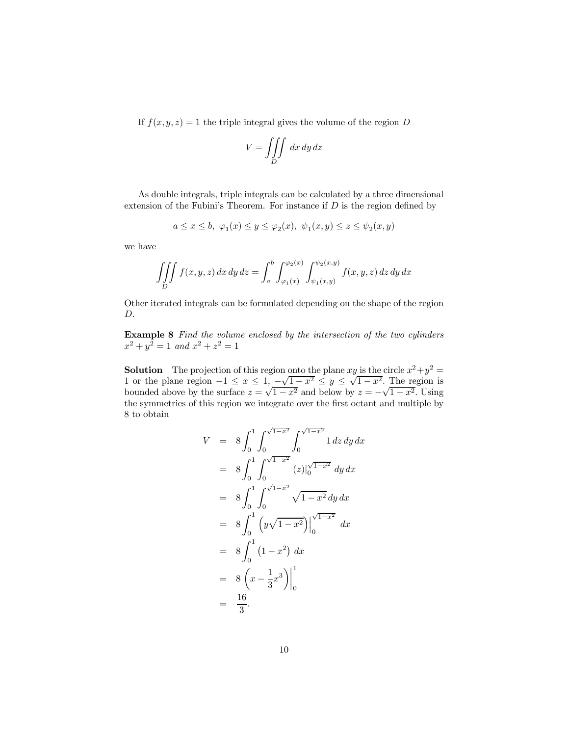If $f(x, y, z) = 1$ the triple integral gives the volume of the region $D$

$$V = \iiint_D \, dx \, dy \, dz$$

As double integrals, triple integrals can be calculated by a three dimensional extension of the Fubini's Theorem. For instance if $D$ is the region defined by

$$a \leq x \leq b, \ \varphi_1(x) \leq y \leq \varphi_2(x), \ \psi_1(x, y) \leq z \leq \psi_2(x, y)$$

we have

$$\iiint_D f(x, y, z) \, dx \, dy \, dz = \int_a^b \int_{\varphi_1(x)}^{\varphi_2(x)} \int_{\psi_1(x,y)}^{\psi_2(x,y)} f(x, y, z) \, dz \, dy \, dx$$

Other iterated integrals can be formulated depending on the shape of the region $D$.

**Example 8** *Find the volume enclosed by the intersection of the two cylinders $x^2 + y^2 = 1$ and $x^2 + z^2 = 1$*

**Solution** The projection of this region onto the plane $xy$ is the circle $x^2 + y^2 = 1$ or the plane region $-1 \leq x \leq 1$, $-\sqrt{1 - x^2} \leq y \leq \sqrt{1 - x^2}$. The region is bounded above by the surface $z = \sqrt{1 - x^2}$ and below by $z = -\sqrt{1 - x^2}$. Using the symmetries of this region we integrate over the first octant and multiple by 8 to obtain

$$\begin{aligned}
V &= 8 \int_0^1 \int_0^{\sqrt{1-x^2}} \int_0^{\sqrt{1-x^2}} 1 \, dz \, dy \, dx \\
&= 8 \int_0^1 \int_0^{\sqrt{1-x^2}} (z)\Big|_0^{\sqrt{1-x^2}} \, dy \, dx \\
&= 8 \int_0^1 \int_0^{\sqrt{1-x^2}} \sqrt{1 - x^2} \, dy \, dx \\
&= 8 \int_0^1 \left( y\sqrt{1 - x^2} \right)\Big|_0^{\sqrt{1-x^2}} \, dx \\
&= 8 \int_0^1 \left(1 - x^2\right) \, dx \\
&= 8 \left( x - \frac{1}{3}x^3 \right)\Big|_0^1 \\
&= \frac{16}{3}.
\end{aligned}$$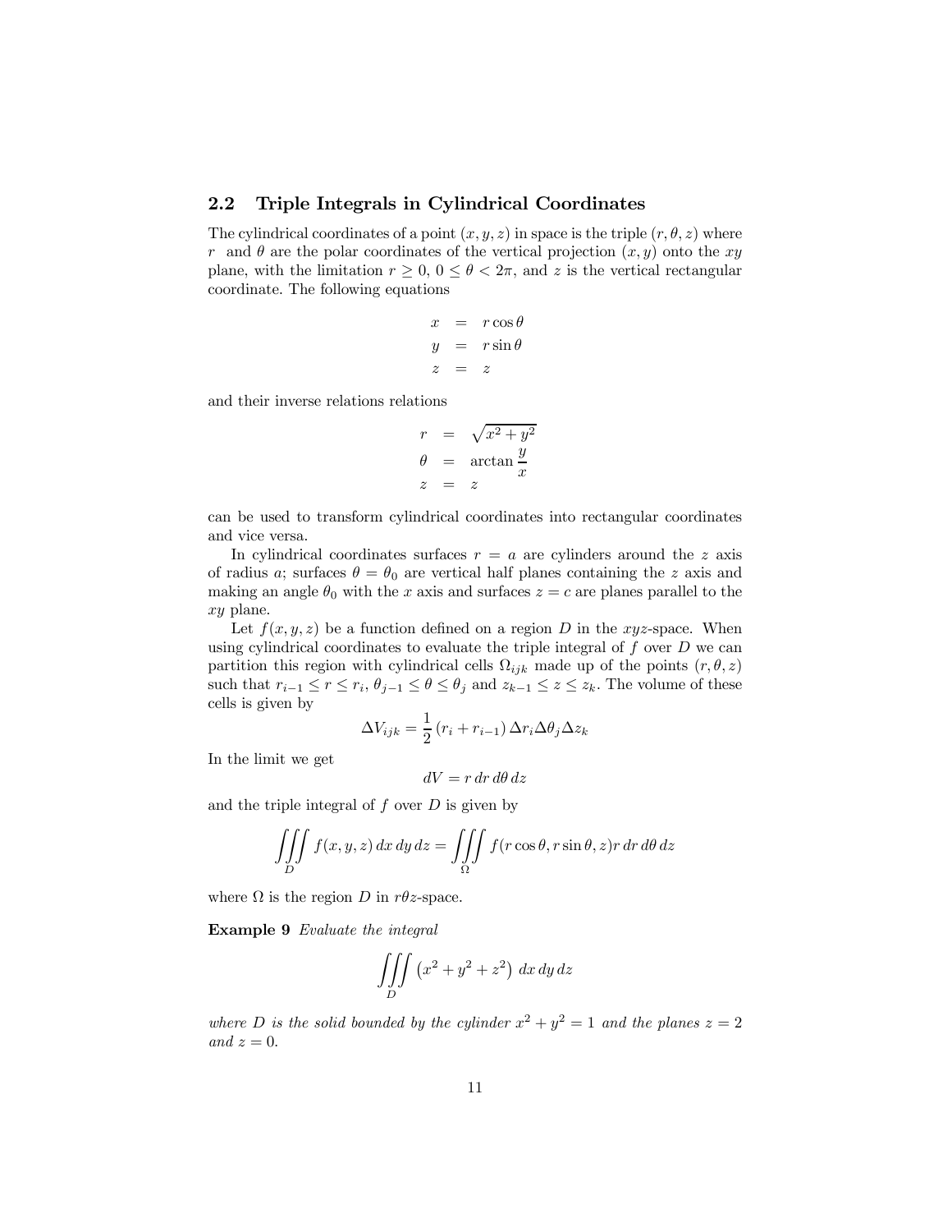## 2.2 Triple Integrals in Cylindrical Coordinates

The cylindrical coordinates of a point $(x, y, z)$ in space is the triple $(r, \theta, z)$ where $r$ and $\theta$ are the polar coordinates of the vertical projection $(x, y)$ onto the $xy$ plane, with the limitation $r \geq 0$, $0 \leq \theta < 2\pi$, and $z$ is the vertical rectangular coordinate. The following equations

$$
\begin{aligned}
x &= r\cos\theta \\
y &= r\sin\theta \\
z &= z
\end{aligned}
$$

and their inverse relations relations

$$
\begin{aligned}
r &= \sqrt{x^2 + y^2} \\
\theta &= \arctan\frac{y}{x} \\
z &= z
\end{aligned}
$$

can be used to transform cylindrical coordinates into rectangular coordinates and vice versa.

In cylindrical coordinates surfaces $r = a$ are cylinders around the $z$ axis of radius $a$; surfaces $\theta = \theta_0$ are vertical half planes containing the $z$ axis and making an angle $\theta_0$ with the $x$ axis and surfaces $z = c$ are planes parallel to the $xy$ plane.

Let $f(x, y, z)$ be a function defined on a region $D$ in the $xyz$-space. When using cylindrical coordinates to evaluate the triple integral of $f$ over $D$ we can partition this region with cylindrical cells $\Omega_{ijk}$ made up of the points $(r, \theta, z)$ such that $r_{i-1} \leq r \leq r_i$, $\theta_{j-1} \leq \theta \leq \theta_j$ and $z_{k-1} \leq z \leq z_k$. The volume of these cells is given by

$$
\Delta V_{ijk} = \frac{1}{2}\left(r_i + r_{i-1}\right)\Delta r_i \Delta\theta_j \Delta z_k
$$

In the limit we get

$$
dV = r\,dr\,d\theta\,dz
$$

and the triple integral of $f$ over $D$ is given by

$$
\iiint\limits_D f(x, y, z)\,dx\,dy\,dz = \iiint\limits_\Omega f(r\cos\theta, r\sin\theta, z) r\,dr\,d\theta\,dz
$$

where $\Omega$ is the region $D$ in $r\theta z$-space.

**Example 9** *Evaluate the integral*

$$
\iiint\limits_D \left(x^2 + y^2 + z^2\right)\,dx\,dy\,dz
$$

*where $D$ is the solid bounded by the cylinder $x^2 + y^2 = 1$ and the planes $z = 2$ and $z = 0$.*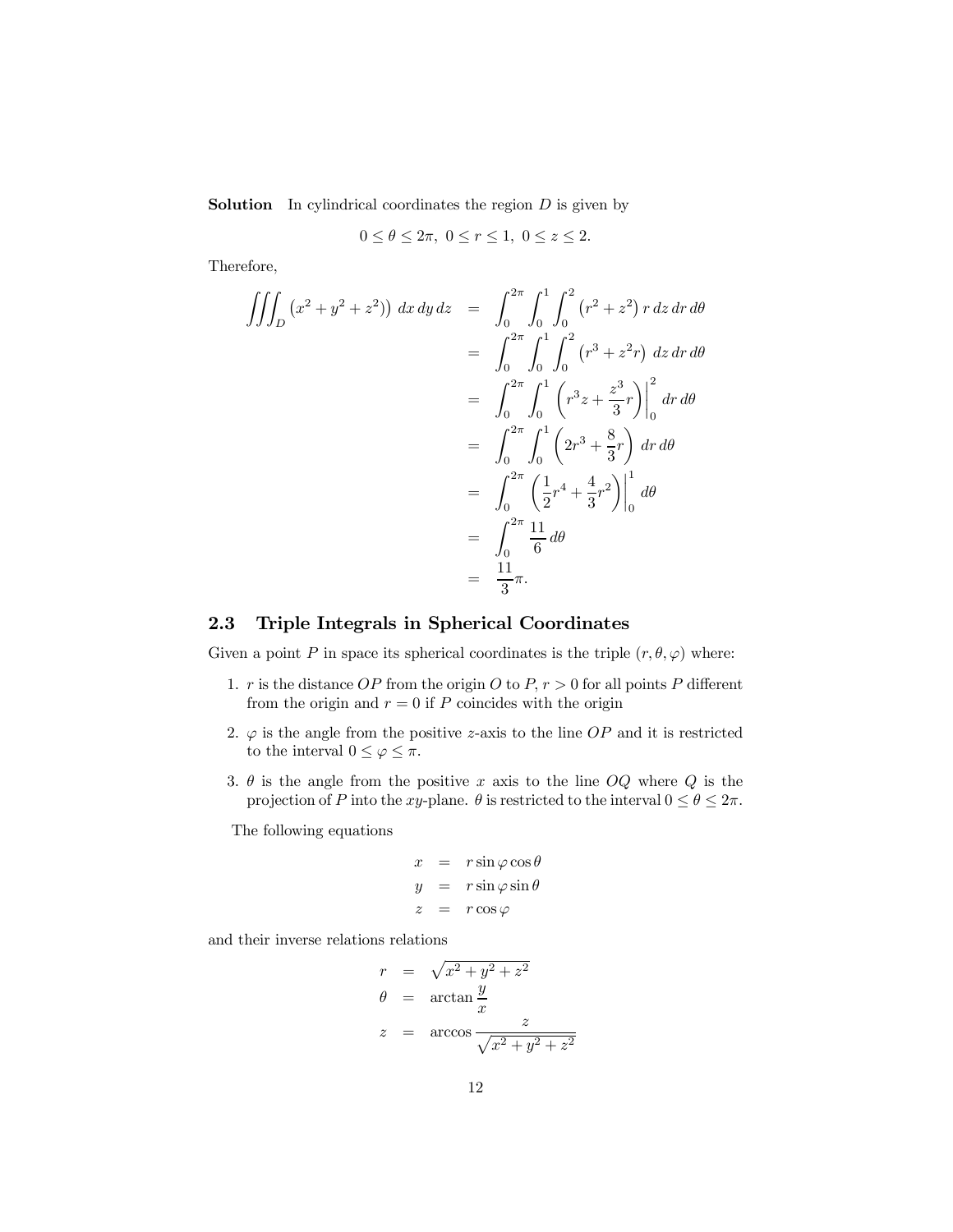**Solution** In cylindrical coordinates the region $D$ is given by

$$0 \le \theta \le 2\pi,\ 0 \le r \le 1,\ 0 \le z \le 2.$$

Therefore,

$$\begin{aligned}
\iiint_D \left(x^2 + y^2 + z^2\right)\right)\, dx\,dy\,dz &= \int_0^{2\pi}\int_0^1\int_0^2 \left(r^2 + z^2\right) r\,dz\,dr\,d\theta \\
&= \int_0^{2\pi}\int_0^1\int_0^2 \left(r^3 + z^2 r\right)\,dz\,dr\,d\theta \\
&= \int_0^{2\pi}\int_0^1 \left(r^3 z + \frac{z^3}{3} r\right)\Big|_0^2 \,dr\,d\theta \\
&= \int_0^{2\pi}\int_0^1 \left(2r^3 + \frac{8}{3} r\right)\,dr\,d\theta \\
&= \int_0^{2\pi} \left(\frac{1}{2} r^4 + \frac{4}{3} r^2\right)\Big|_0^1 \,d\theta \\
&= \int_0^{2\pi} \frac{11}{6}\,d\theta \\
&= \frac{11}{3}\pi.
\end{aligned}$$

## 2.3 Triple Integrals in Spherical Coordinates

Given a point $P$ in space its spherical coordinates is the triple $(r, \theta, \varphi)$ where:

1. $r$ is the distance $OP$ from the origin $O$ to $P$, $r > 0$ for all points $P$ different from the origin and $r = 0$ if $P$ coincides with the origin
2. $\varphi$ is the angle from the positive $z$-axis to the line $OP$ and it is restricted to the interval $0 \le \varphi \le \pi$.
3. $\theta$ is the angle from the positive $x$ axis to the line $OQ$ where $Q$ is the projection of $P$ into the $xy$-plane. $\theta$ is restricted to the interval $0 \le \theta \le 2\pi$.

The following equations

$$\begin{aligned}
x &= r\sin\varphi\cos\theta \\
y &= r\sin\varphi\sin\theta \\
z &= r\cos\varphi
\end{aligned}$$

and their inverse relations relations

$$\begin{aligned}
r &= \sqrt{x^2 + y^2 + z^2} \\
\theta &= \arctan\frac{y}{x} \\
z &= \arccos\frac{z}{\sqrt{x^2 + y^2 + z^2}}
\end{aligned}$$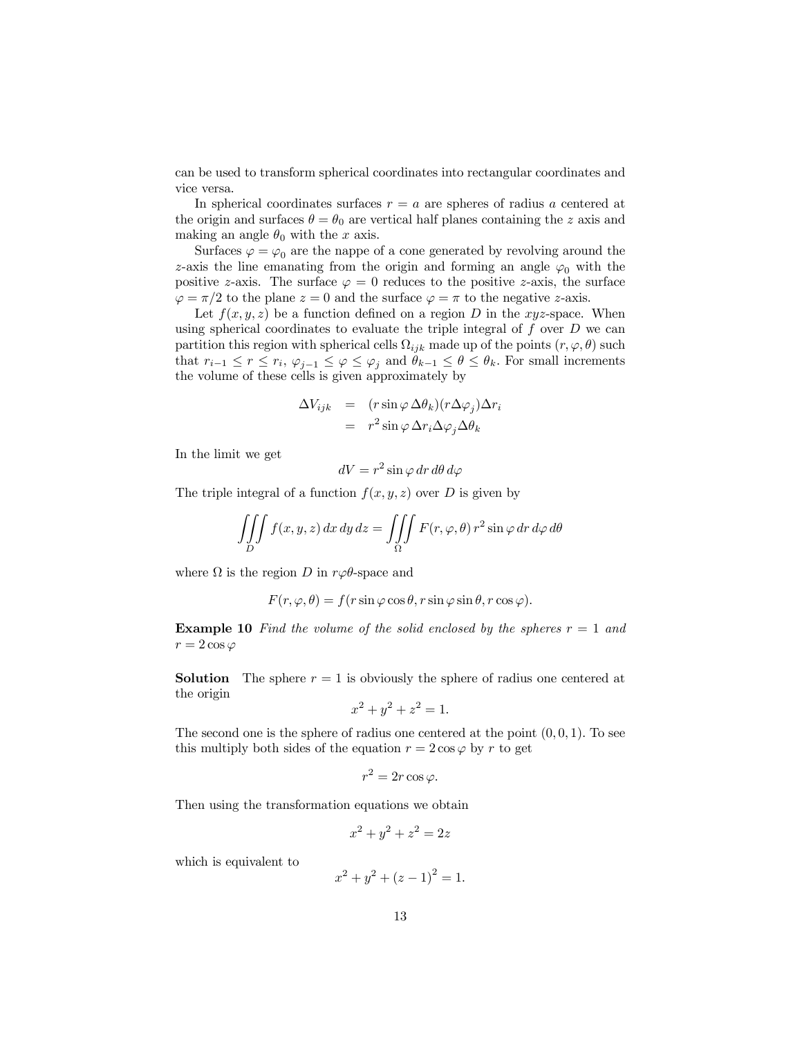can be used to transform spherical coordinates into rectangular coordinates and vice versa.

In spherical coordinates surfaces $r = a$ are spheres of radius $a$ centered at the origin and surfaces $\theta = \theta_0$ are vertical half planes containing the $z$ axis and making an angle $\theta_0$ with the $x$ axis.

Surfaces $\varphi = \varphi_0$ are the nappe of a cone generated by revolving around the $z$-axis the line emanating from the origin and forming an angle $\varphi_0$ with the positive $z$-axis. The surface $\varphi = 0$ reduces to the positive $z$-axis, the surface $\varphi = \pi/2$ to the plane $z = 0$ and the surface $\varphi = \pi$ to the negative $z$-axis.

Let $f(x, y, z)$ be a function defined on a region $D$ in the $xyz$-space. When using spherical coordinates to evaluate the triple integral of $f$ over $D$ we can partition this region with spherical cells $\Omega_{ijk}$ made up of the points $(r, \varphi, \theta)$ such that $r_{i-1} \leq r \leq r_i$, $\varphi_{j-1} \leq \varphi \leq \varphi_j$ and $\theta_{k-1} \leq \theta \leq \theta_k$. For small increments the volume of these cells is given approximately by

$$
\begin{aligned}
\Delta V_{ijk} &= (r \sin\varphi\, \Delta\theta_k)(r\Delta\varphi_j)\Delta r_i \\
&= r^2 \sin\varphi\, \Delta r_i \Delta\varphi_j \Delta\theta_k
\end{aligned}
$$

In the limit we get

$$dV = r^2 \sin\varphi\, dr\, d\theta\, d\varphi$$

The triple integral of a function $f(x, y, z)$ over $D$ is given by

$$\iiint\limits_D f(x, y, z)\, dx\, dy\, dz = \iiint\limits_\Omega F(r, \varphi, \theta)\, r^2 \sin\varphi\, dr\, d\varphi\, d\theta$$

where $\Omega$ is the region $D$ in $r\varphi\theta$-space and

$$F(r, \varphi, \theta) = f(r \sin\varphi \cos\theta, r \sin\varphi \sin\theta, r \cos\varphi).$$

**Example 10** *Find the volume of the solid enclosed by the spheres $r = 1$ and $r = 2\cos\varphi$*

**Solution** The sphere $r = 1$ is obviously the sphere of radius one centered at the origin

$$x^2 + y^2 + z^2 = 1.$$

The second one is the sphere of radius one centered at the point $(0, 0, 1)$. To see this multiply both sides of the equation $r = 2\cos\varphi$ by $r$ to get

$$r^2 = 2r\cos\varphi.$$

Then using the transformation equations we obtain

$$x^2 + y^2 + z^2 = 2z$$

which is equivalent to

$$x^2 + y^2 + (z - 1)^2 = 1.$$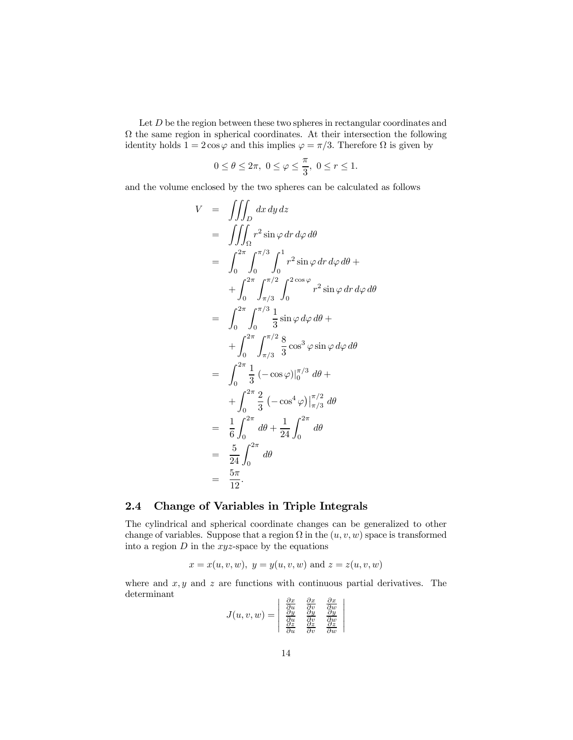Let $D$ be the region between these two spheres in rectangular coordinates and $\Omega$ the same region in spherical coordinates. At their intersection the following identity holds $1 = 2\cos\varphi$ and this implies $\varphi = \pi/3$. Therefore $\Omega$ is given by

$$0 \leq \theta \leq 2\pi,\ 0 \leq \varphi \leq \frac{\pi}{3},\ 0 \leq r \leq 1.$$

and the volume enclosed by the two spheres can be calculated as follows

$$\begin{aligned}
V &= \iiint_D dx\, dy\, dz \\
&= \iiint_\Omega r^2 \sin\varphi\, dr\, d\varphi\, d\theta \\
&= \int_0^{2\pi}\int_0^{\pi/3}\int_0^1 r^2 \sin\varphi\, dr\, d\varphi\, d\theta + \\
&\quad + \int_0^{2\pi}\int_{\pi/3}^{\pi/2}\int_0^{2\cos\varphi} r^2 \sin\varphi\, dr\, d\varphi\, d\theta \\
&= \int_0^{2\pi}\int_0^{\pi/3} \frac{1}{3}\sin\varphi\, d\varphi\, d\theta + \\
&\quad + \int_0^{2\pi}\int_{\pi/3}^{\pi/2} \frac{8}{3}\cos^3\varphi \sin\varphi\, d\varphi\, d\theta \\
&= \int_0^{2\pi} \frac{1}{3}\left(-\cos\varphi\right)\Big|_0^{\pi/3}\, d\theta + \\
&\quad + \int_0^{2\pi} \frac{2}{3}\left(-\cos^4\varphi\right)\Big|_{\pi/3}^{\pi/2}\, d\theta \\
&= \frac{1}{6}\int_0^{2\pi} d\theta + \frac{1}{24}\int_0^{2\pi} d\theta \\
&= \frac{5}{24}\int_0^{2\pi} d\theta \\
&= \frac{5\pi}{12}.
\end{aligned}$$

## 2.4 Change of Variables in Triple Integrals

The cylindrical and spherical coordinate changes can be generalized to other change of variables. Suppose that a region $\Omega$ in the $(u, v, w)$ space is transformed into a region $D$ in the $xyz$-space by the equations

$$x = x(u, v, w),\ y = y(u, v, w) \text{ and } z = z(u, v, w)$$

where and $x, y$ and $z$ are functions with continuous partial derivatives. The determinant

$$J(u, v, w) = \begin{vmatrix} \frac{\partial x}{\partial u} & \frac{\partial x}{\partial v} & \frac{\partial x}{\partial w} \\ \frac{\partial y}{\partial u} & \frac{\partial y}{\partial v} & \frac{\partial y}{\partial w} \\ \frac{\partial z}{\partial u} & \frac{\partial z}{\partial v} & \frac{\partial z}{\partial w} \end{vmatrix}$$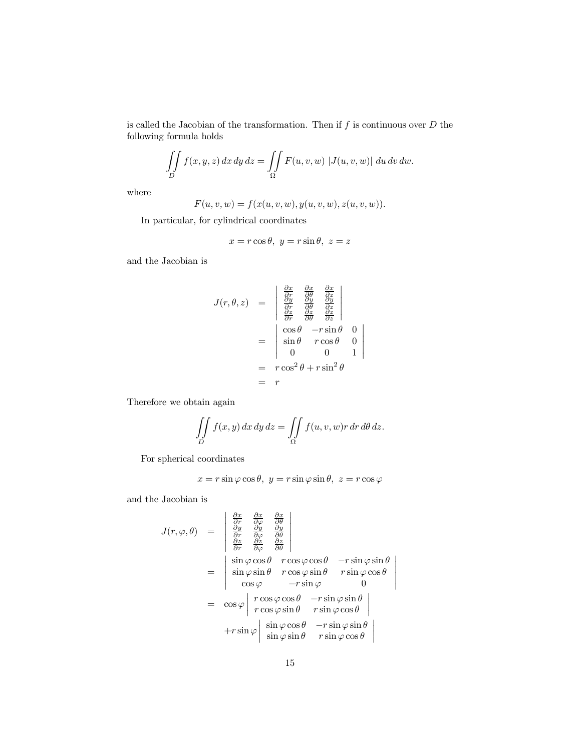is called the Jacobian of the transformation. Then if $f$ is continuous over $D$ the following formula holds

$$\iint\limits_{D} f(x,y,z)\,dx\,dy\,dz = \iint\limits_{\Omega} F(u,v,w)\ |J(u,v,w)|\ du\,dv\,dw.$$

where

$$F(u,v,w) = f(x(u,v,w), y(u,v,w), z(u,v,w)).$$

In particular, for cylindrical coordinates

$$x = r\cos\theta,\ y = r\sin\theta,\ z = z$$

and the Jacobian is

$$\begin{aligned}
J(r,\theta,z) &= \begin{vmatrix} \frac{\partial x}{\partial r} & \frac{\partial x}{\partial \theta} & \frac{\partial x}{\partial z} \\ \frac{\partial y}{\partial r} & \frac{\partial y}{\partial \theta} & \frac{\partial y}{\partial z} \\ \frac{\partial z}{\partial r} & \frac{\partial z}{\partial \theta} & \frac{\partial z}{\partial z} \end{vmatrix} \\
&= \begin{vmatrix} \cos\theta & -r\sin\theta & 0 \\ \sin\theta & r\cos\theta & 0 \\ 0 & 0 & 1 \end{vmatrix} \\
&= r\cos^2\theta + r\sin^2\theta \\
&= r
\end{aligned}$$

Therefore we obtain again

$$\iint\limits_{D} f(x,y)\,dx\,dy\,dz = \iint\limits_{\Omega} f(u,v,w) r\,dr\,d\theta\,dz.$$

For spherical coordinates

$$x = r\sin\varphi\cos\theta,\ y = r\sin\varphi\sin\theta,\ z = r\cos\varphi$$

and the Jacobian is

$$\begin{aligned}
J(r,\varphi,\theta) &= \begin{vmatrix} \frac{\partial x}{\partial r} & \frac{\partial x}{\partial \varphi} & \frac{\partial x}{\partial \theta} \\ \frac{\partial y}{\partial r} & \frac{\partial y}{\partial \varphi} & \frac{\partial y}{\partial \theta} \\ \frac{\partial z}{\partial r} & \frac{\partial z}{\partial \varphi} & \frac{\partial z}{\partial \theta} \end{vmatrix} \\
&= \begin{vmatrix} \sin\varphi\cos\theta & r\cos\varphi\cos\theta & -r\sin\varphi\sin\theta \\ \sin\varphi\sin\theta & r\cos\varphi\sin\theta & r\sin\varphi\cos\theta \\ \cos\varphi & -r\sin\varphi & 0 \end{vmatrix} \\
&= \cos\varphi \begin{vmatrix} r\cos\varphi\cos\theta & -r\sin\varphi\sin\theta \\ r\cos\varphi\sin\theta & r\sin\varphi\cos\theta \end{vmatrix} \\
&\quad + r\sin\varphi \begin{vmatrix} \sin\varphi\cos\theta & -r\sin\varphi\sin\theta \\ \sin\varphi\sin\theta & r\sin\varphi\cos\theta \end{vmatrix}
\end{aligned}$$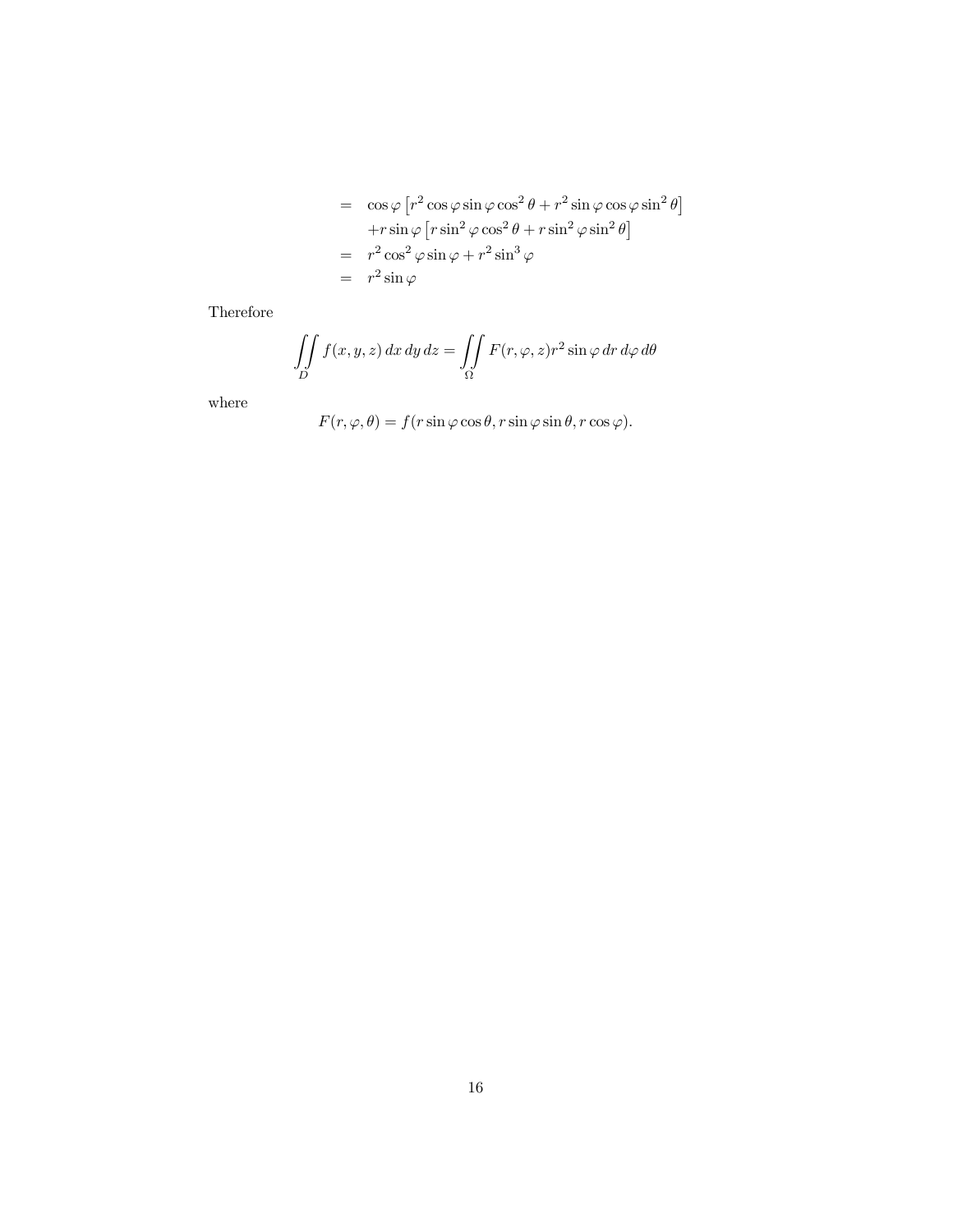$$
\begin{aligned}
&= \cos\varphi\left[r^2\cos\varphi\sin\varphi\cos^2\theta + r^2\sin\varphi\cos\varphi\sin^2\theta\right] \\
&\quad + r\sin\varphi\left[r\sin^2\varphi\cos^2\theta + r\sin^2\varphi\sin^2\theta\right] \\
&= r^2\cos^2\varphi\sin\varphi + r^2\sin^3\varphi \\
&= r^2\sin\varphi
\end{aligned}
$$

Therefore

$$
\iint\limits_{D} f(x,y,z)\,dx\,dy\,dz = \iint\limits_{\Omega} F(r,\varphi,z)r^2\sin\varphi\,dr\,d\varphi\,d\theta
$$

where

$$
F(r,\varphi,\theta) = f(r\sin\varphi\cos\theta, r\sin\varphi\sin\theta, r\cos\varphi).
$$